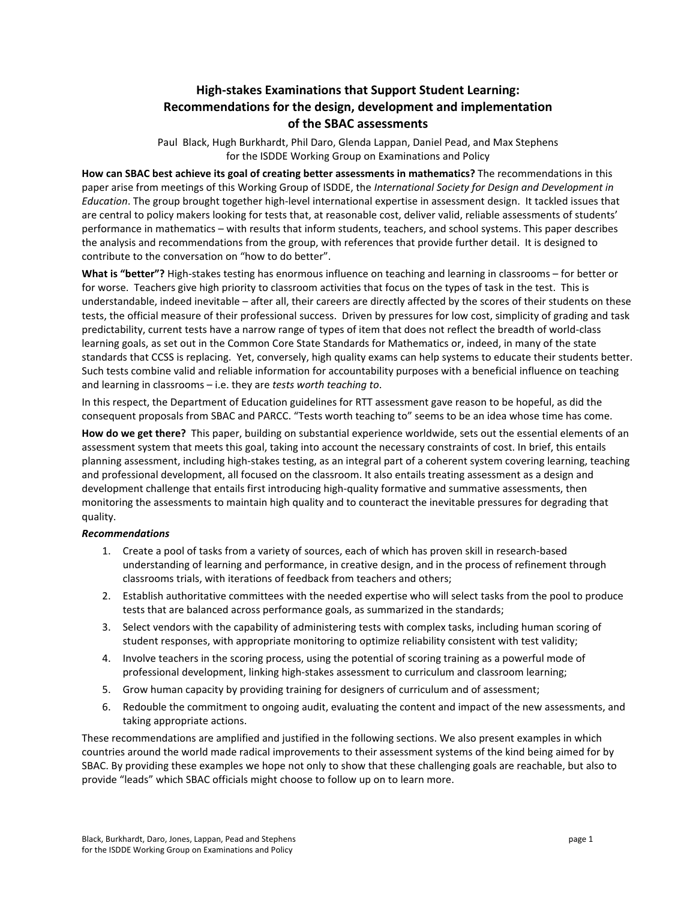# High-stakes Examinations that Support Student Learning: Recommendations for the design, development and implementation of the SBAC assessments

Paul Black, Hugh Burkhardt, Phil Daro, Glenda Lappan, Daniel Pead, and Max Stephens
for the ISDDE Working Group on Examinations and Policy

**How can SBAC best achieve its goal of creating better assessments in mathematics?** The recommendations in this paper arise from meetings of this Working Group of ISDDE, the *International Society for Design and Development in Education*. The group brought together high-level international expertise in assessment design. It tackled issues that are central to policy makers looking for tests that, at reasonable cost, deliver valid, reliable assessments of students' performance in mathematics – with results that inform students, teachers, and school systems. This paper describes the analysis and recommendations from the group, with references that provide further detail. It is designed to contribute to the conversation on "how to do better".

**What is "better"?** High-stakes testing has enormous influence on teaching and learning in classrooms – for better or for worse. Teachers give high priority to classroom activities that focus on the types of task in the test. This is understandable, indeed inevitable – after all, their careers are directly affected by the scores of their students on these tests, the official measure of their professional success. Driven by pressures for low cost, simplicity of grading and task predictability, current tests have a narrow range of types of item that does not reflect the breadth of world-class learning goals, as set out in the Common Core State Standards for Mathematics or, indeed, in many of the state standards that CCSS is replacing. Yet, conversely, high quality exams can help systems to educate their students better. Such tests combine valid and reliable information for accountability purposes with a beneficial influence on teaching and learning in classrooms – i.e. they are *tests worth teaching to*.

In this respect, the Department of Education guidelines for RTT assessment gave reason to be hopeful, as did the consequent proposals from SBAC and PARCC. "Tests worth teaching to" seems to be an idea whose time has come.

**How do we get there?** This paper, building on substantial experience worldwide, sets out the essential elements of an assessment system that meets this goal, taking into account the necessary constraints of cost. In brief, this entails planning assessment, including high-stakes testing, as an integral part of a coherent system covering learning, teaching and professional development, all focused on the classroom. It also entails treating assessment as a design and development challenge that entails first introducing high-quality formative and summative assessments, then monitoring the assessments to maintain high quality and to counteract the inevitable pressures for degrading that quality.

***Recommendations***

1. Create a pool of tasks from a variety of sources, each of which has proven skill in research-based understanding of learning and performance, in creative design, and in the process of refinement through classrooms trials, with iterations of feedback from teachers and others;
2. Establish authoritative committees with the needed expertise who will select tasks from the pool to produce tests that are balanced across performance goals, as summarized in the standards;
3. Select vendors with the capability of administering tests with complex tasks, including human scoring of student responses, with appropriate monitoring to optimize reliability consistent with test validity;
4. Involve teachers in the scoring process, using the potential of scoring training as a powerful mode of professional development, linking high-stakes assessment to curriculum and classroom learning;
5. Grow human capacity by providing training for designers of curriculum and of assessment;
6. Redouble the commitment to ongoing audit, evaluating the content and impact of the new assessments, and taking appropriate actions.

These recommendations are amplified and justified in the following sections. We also present examples in which countries around the world made radical improvements to their assessment systems of the kind being aimed for by SBAC. By providing these examples we hope not only to show that these challenging goals are reachable, but also to provide "leads" which SBAC officials might choose to follow up on to learn more.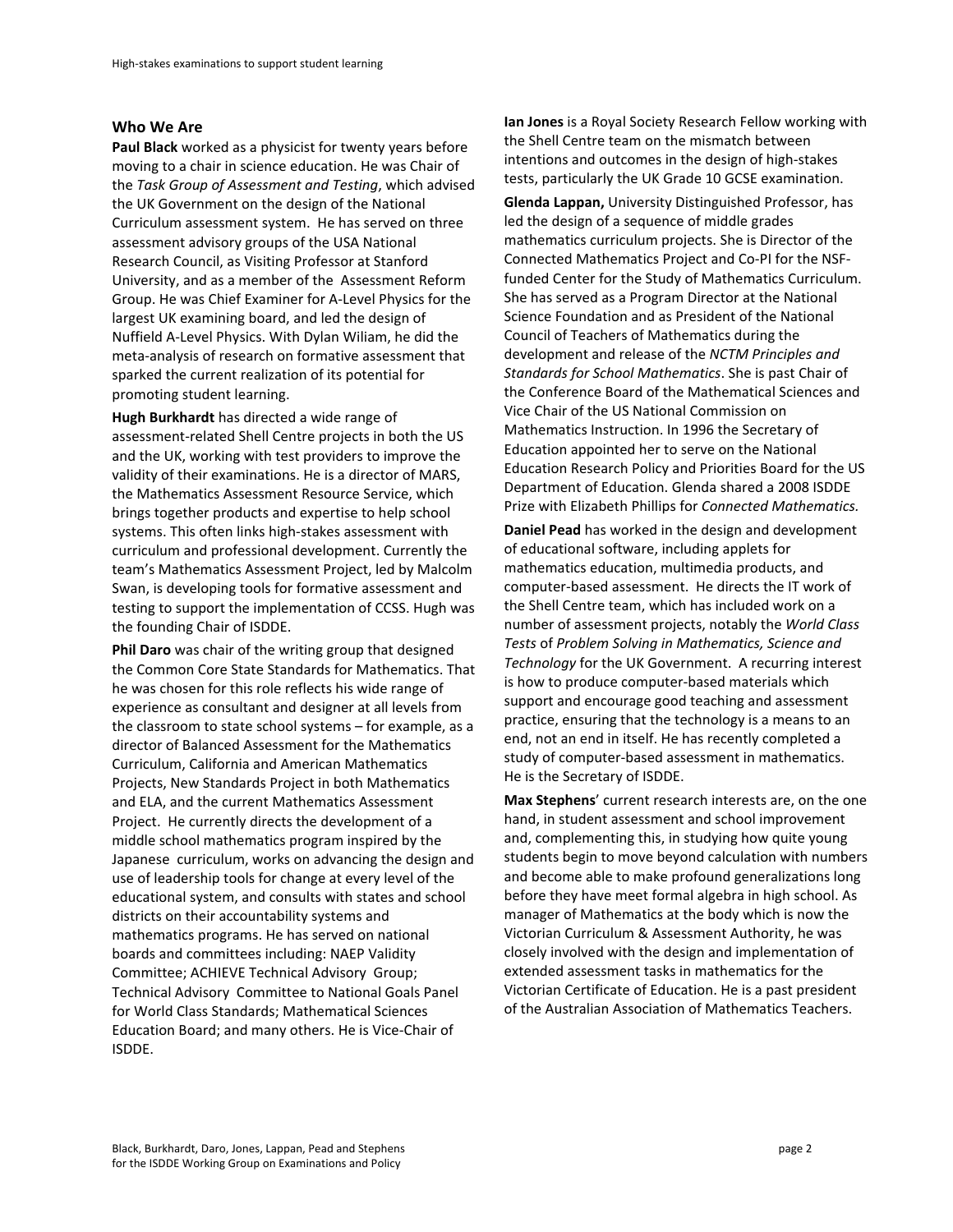## Who We Are

**Paul Black** worked as a physicist for twenty years before moving to a chair in science education. He was Chair of the *Task Group of Assessment and Testing*, which advised the UK Government on the design of the National Curriculum assessment system. He has served on three assessment advisory groups of the USA National Research Council, as Visiting Professor at Stanford University, and as a member of the Assessment Reform Group. He was Chief Examiner for A-Level Physics for the largest UK examining board, and led the design of Nuffield A-Level Physics. With Dylan Wiliam, he did the meta-analysis of research on formative assessment that sparked the current realization of its potential for promoting student learning.

**Hugh Burkhardt** has directed a wide range of assessment-related Shell Centre projects in both the US and the UK, working with test providers to improve the validity of their examinations. He is a director of MARS, the Mathematics Assessment Resource Service, which brings together products and expertise to help school systems. This often links high-stakes assessment with curriculum and professional development. Currently the team's Mathematics Assessment Project, led by Malcolm Swan, is developing tools for formative assessment and testing to support the implementation of CCSS. Hugh was the founding Chair of ISDDE.

**Phil Daro** was chair of the writing group that designed the Common Core State Standards for Mathematics. That he was chosen for this role reflects his wide range of experience as consultant and designer at all levels from the classroom to state school systems – for example, as a director of Balanced Assessment for the Mathematics Curriculum, California and American Mathematics Projects, New Standards Project in both Mathematics and ELA, and the current Mathematics Assessment Project. He currently directs the development of a middle school mathematics program inspired by the Japanese curriculum, works on advancing the design and use of leadership tools for change at every level of the educational system, and consults with states and school districts on their accountability systems and mathematics programs. He has served on national boards and committees including: NAEP Validity Committee; ACHIEVE Technical Advisory Group; Technical Advisory Committee to National Goals Panel for World Class Standards; Mathematical Sciences Education Board; and many others. He is Vice-Chair of ISDDE.

**Ian Jones** is a Royal Society Research Fellow working with the Shell Centre team on the mismatch between intentions and outcomes in the design of high-stakes tests, particularly the UK Grade 10 GCSE examination.

**Glenda Lappan,** University Distinguished Professor, has led the design of a sequence of middle grades mathematics curriculum projects. She is Director of the Connected Mathematics Project and Co-PI for the NSF-funded Center for the Study of Mathematics Curriculum. She has served as a Program Director at the National Science Foundation and as President of the National Council of Teachers of Mathematics during the development and release of the *NCTM Principles and Standards for School Mathematics*. She is past Chair of the Conference Board of the Mathematical Sciences and Vice Chair of the US National Commission on Mathematics Instruction. In 1996 the Secretary of Education appointed her to serve on the National Education Research Policy and Priorities Board for the US Department of Education. Glenda shared a 2008 ISDDE Prize with Elizabeth Phillips for *Connected Mathematics.*

**Daniel Pead** has worked in the design and development of educational software, including applets for mathematics education, multimedia products, and computer-based assessment. He directs the IT work of the Shell Centre team, which has included work on a number of assessment projects, notably the *World Class Tests* of *Problem Solving in Mathematics, Science and Technology* for the UK Government. A recurring interest is how to produce computer-based materials which support and encourage good teaching and assessment practice, ensuring that the technology is a means to an end, not an end in itself. He has recently completed a study of computer-based assessment in mathematics. He is the Secretary of ISDDE.

**Max Stephens**' current research interests are, on the one hand, in student assessment and school improvement and, complementing this, in studying how quite young students begin to move beyond calculation with numbers and become able to make profound generalizations long before they have meet formal algebra in high school. As manager of Mathematics at the body which is now the Victorian Curriculum & Assessment Authority, he was closely involved with the design and implementation of extended assessment tasks in mathematics for the Victorian Certificate of Education. He is a past president of the Australian Association of Mathematics Teachers.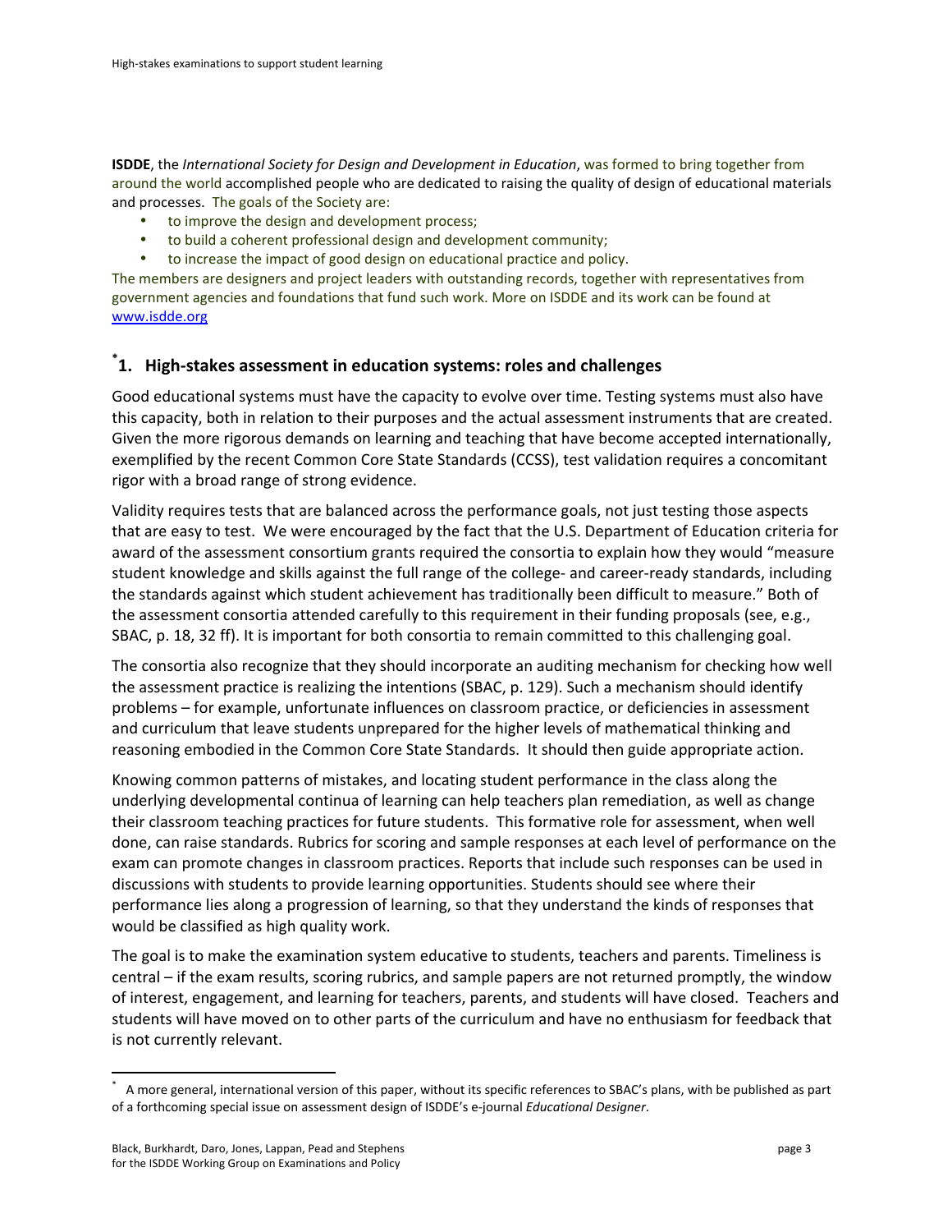**ISDDE**, the *International Society for Design and Development in Education*, was formed to bring together from around the world accomplished people who are dedicated to raising the quality of design of educational materials and processes. The goals of the Society are:

- to improve the design and development process;
- to build a coherent professional design and development community;
- to increase the impact of good design on educational practice and policy.

The members are designers and project leaders with outstanding records, together with representatives from government agencies and foundations that fund such work. More on ISDDE and its work can be found at [www.isdde.org](http://www.isdde.org)

## *1. High-stakes assessment in education systems: roles and challenges

Good educational systems must have the capacity to evolve over time. Testing systems must also have this capacity, both in relation to their purposes and the actual assessment instruments that are created. Given the more rigorous demands on learning and teaching that have become accepted internationally, exemplified by the recent Common Core State Standards (CCSS), test validation requires a concomitant rigor with a broad range of strong evidence.

Validity requires tests that are balanced across the performance goals, not just testing those aspects that are easy to test. We were encouraged by the fact that the U.S. Department of Education criteria for award of the assessment consortium grants required the consortia to explain how they would "measure student knowledge and skills against the full range of the college- and career-ready standards, including the standards against which student achievement has traditionally been difficult to measure." Both of the assessment consortia attended carefully to this requirement in their funding proposals (see, e.g., SBAC, p. 18, 32 ff). It is important for both consortia to remain committed to this challenging goal.

The consortia also recognize that they should incorporate an auditing mechanism for checking how well the assessment practice is realizing the intentions (SBAC, p. 129). Such a mechanism should identify problems – for example, unfortunate influences on classroom practice, or deficiencies in assessment and curriculum that leave students unprepared for the higher levels of mathematical thinking and reasoning embodied in the Common Core State Standards. It should then guide appropriate action.

Knowing common patterns of mistakes, and locating student performance in the class along the underlying developmental continua of learning can help teachers plan remediation, as well as change their classroom teaching practices for future students. This formative role for assessment, when well done, can raise standards. Rubrics for scoring and sample responses at each level of performance on the exam can promote changes in classroom practices. Reports that include such responses can be used in discussions with students to provide learning opportunities. Students should see where their performance lies along a progression of learning, so that they understand the kinds of responses that would be classified as high quality work.

The goal is to make the examination system educative to students, teachers and parents. Timeliness is central – if the exam results, scoring rubrics, and sample papers are not returned promptly, the window of interest, engagement, and learning for teachers, parents, and students will have closed. Teachers and students will have moved on to other parts of the curriculum and have no enthusiasm for feedback that is not currently relevant.

---

* A more general, international version of this paper, without its specific references to SBAC's plans, with be published as part of a forthcoming special issue on assessment design of ISDDE's e-journal *Educational Designer*.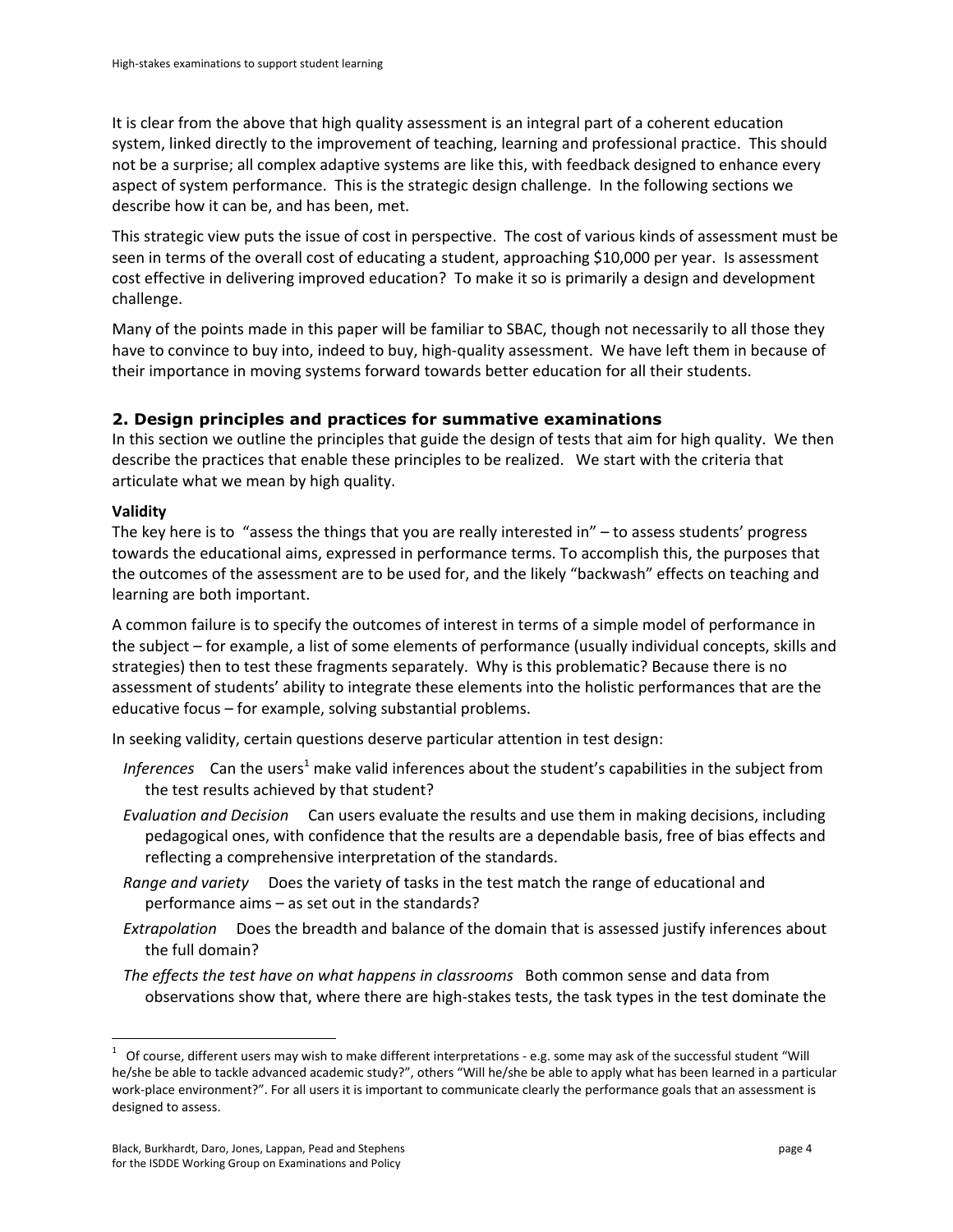It is clear from the above that high quality assessment is an integral part of a coherent education system, linked directly to the improvement of teaching, learning and professional practice. This should not be a surprise; all complex adaptive systems are like this, with feedback designed to enhance every aspect of system performance. This is the strategic design challenge. In the following sections we describe how it can be, and has been, met.

This strategic view puts the issue of cost in perspective. The cost of various kinds of assessment must be seen in terms of the overall cost of educating a student, approaching $10,000 per year. Is assessment cost effective in delivering improved education? To make it so is primarily a design and development challenge.

Many of the points made in this paper will be familiar to SBAC, though not necessarily to all those they have to convince to buy into, indeed to buy, high-quality assessment. We have left them in because of their importance in moving systems forward towards better education for all their students.

## 2. Design principles and practices for summative examinations

In this section we outline the principles that guide the design of tests that aim for high quality. We then describe the practices that enable these principles to be realized. We start with the criteria that articulate what we mean by high quality.

**Validity**

The key here is to "assess the things that you are really interested in" – to assess students' progress towards the educational aims, expressed in performance terms. To accomplish this, the purposes that the outcomes of the assessment are to be used for, and the likely "backwash" effects on teaching and learning are both important.

A common failure is to specify the outcomes of interest in terms of a simple model of performance in the subject – for example, a list of some elements of performance (usually individual concepts, skills and strategies) then to test these fragments separately. Why is this problematic? Because there is no assessment of students' ability to integrate these elements into the holistic performances that are the educative focus – for example, solving substantial problems.

In seeking validity, certain questions deserve particular attention in test design:

- *Inferences* Can the users[1] make valid inferences about the student's capabilities in the subject from the test results achieved by that student?
- *Evaluation and Decision* Can users evaluate the results and use them in making decisions, including pedagogical ones, with confidence that the results are a dependable basis, free of bias effects and reflecting a comprehensive interpretation of the standards.
- *Range and variety* Does the variety of tasks in the test match the range of educational and performance aims – as set out in the standards?
- *Extrapolation* Does the breadth and balance of the domain that is assessed justify inferences about the full domain?
- *The effects the test have on what happens in classrooms* Both common sense and data from observations show that, where there are high-stakes tests, the task types in the test dominate the

[1] Of course, different users may wish to make different interpretations - e.g. some may ask of the successful student "Will he/she be able to tackle advanced academic study?", others "Will he/she be able to apply what has been learned in a particular work-place environment?". For all users it is important to communicate clearly the performance goals that an assessment is designed to assess.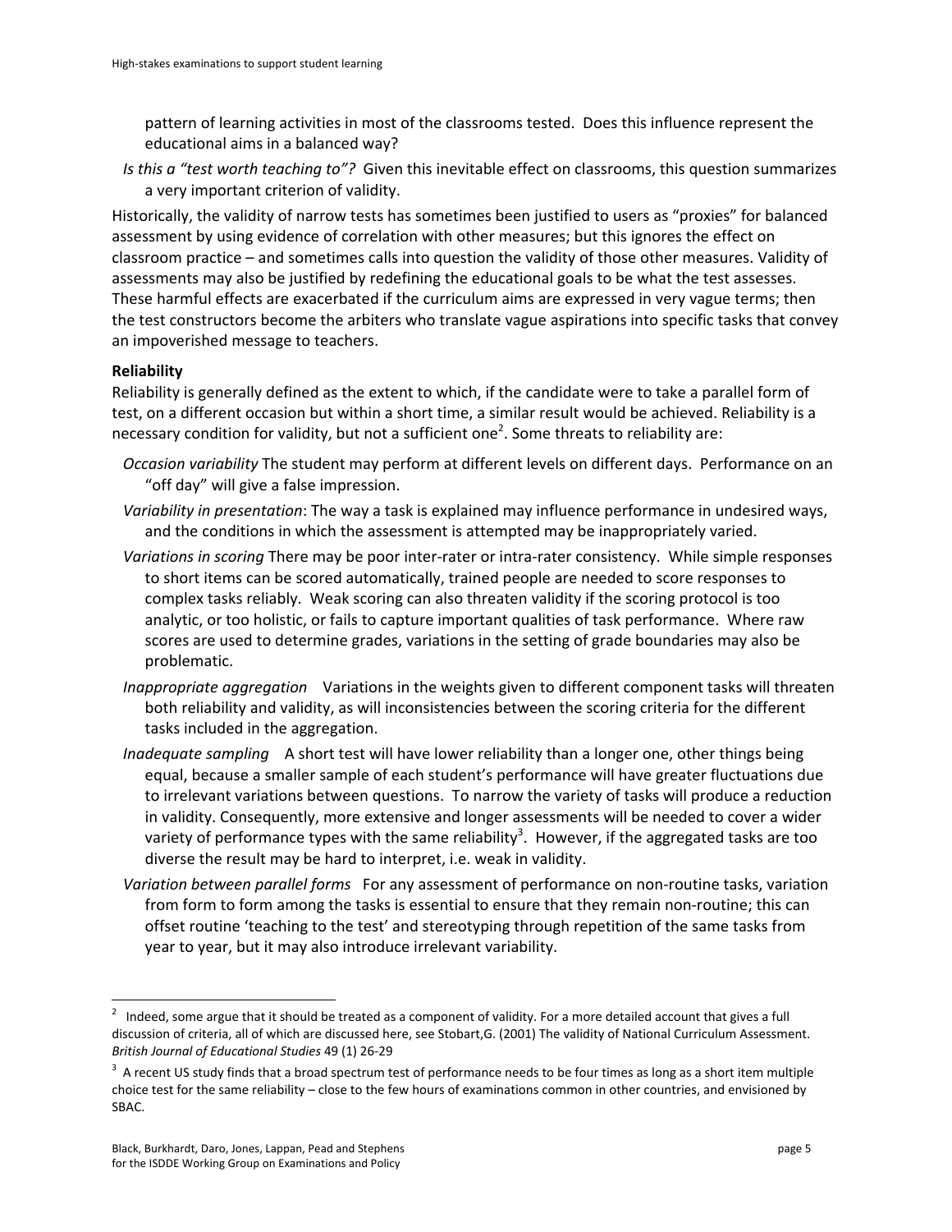pattern of learning activities in most of the classrooms tested. Does this influence represent the educational aims in a balanced way?

*Is this a "test worth teaching to"?* Given this inevitable effect on classrooms, this question summarizes a very important criterion of validity.

Historically, the validity of narrow tests has sometimes been justified to users as "proxies" for balanced assessment by using evidence of correlation with other measures; but this ignores the effect on classroom practice – and sometimes calls into question the validity of those other measures. Validity of assessments may also be justified by redefining the educational goals to be what the test assesses. These harmful effects are exacerbated if the curriculum aims are expressed in very vague terms; then the test constructors become the arbiters who translate vague aspirations into specific tasks that convey an impoverished message to teachers.

**Reliability**

Reliability is generally defined as the extent to which, if the candidate were to take a parallel form of test, on a different occasion but within a short time, a similar result would be achieved. Reliability is a necessary condition for validity, but not a sufficient one[2]. Some threats to reliability are:

*Occasion variability* The student may perform at different levels on different days. Performance on an "off day" will give a false impression.

*Variability in presentation*: The way a task is explained may influence performance in undesired ways, and the conditions in which the assessment is attempted may be inappropriately varied.

*Variations in scoring* There may be poor inter-rater or intra-rater consistency. While simple responses to short items can be scored automatically, trained people are needed to score responses to complex tasks reliably. Weak scoring can also threaten validity if the scoring protocol is too analytic, or too holistic, or fails to capture important qualities of task performance. Where raw scores are used to determine grades, variations in the setting of grade boundaries may also be problematic.

*Inappropriate aggregation* Variations in the weights given to different component tasks will threaten both reliability and validity, as will inconsistencies between the scoring criteria for the different tasks included in the aggregation.

*Inadequate sampling* A short test will have lower reliability than a longer one, other things being equal, because a smaller sample of each student's performance will have greater fluctuations due to irrelevant variations between questions. To narrow the variety of tasks will produce a reduction in validity. Consequently, more extensive and longer assessments will be needed to cover a wider variety of performance types with the same reliability[3]. However, if the aggregated tasks are too diverse the result may be hard to interpret, i.e. weak in validity.

*Variation between parallel forms* For any assessment of performance on non-routine tasks, variation from form to form among the tasks is essential to ensure that they remain non-routine; this can offset routine 'teaching to the test' and stereotyping through repetition of the same tasks from year to year, but it may also introduce irrelevant variability.

---

[2] Indeed, some argue that it should be treated as a component of validity. For a more detailed account that gives a full discussion of criteria, all of which are discussed here, see Stobart,G. (2001) The validity of National Curriculum Assessment. *British Journal of Educational Studies* 49 (1) 26-29

[3] A recent US study finds that a broad spectrum test of performance needs to be four times as long as a short item multiple choice test for the same reliability – close to the few hours of examinations common in other countries, and envisioned by SBAC.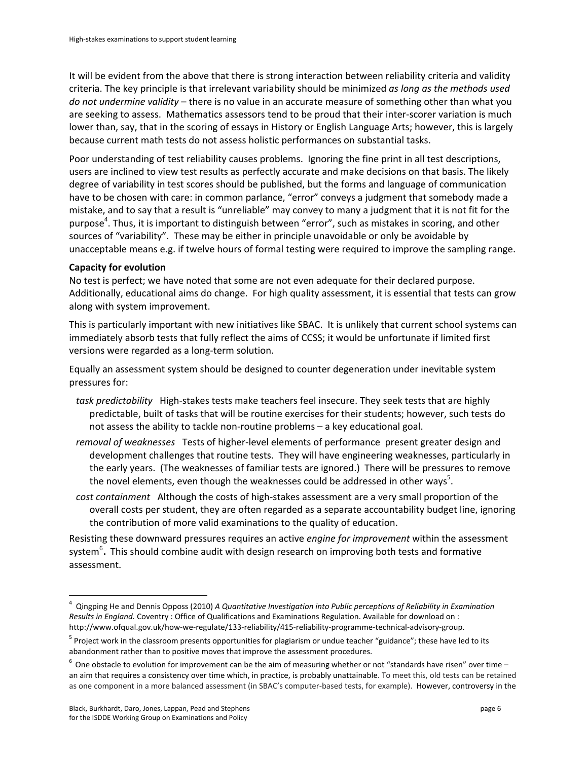It will be evident from the above that there is strong interaction between reliability criteria and validity criteria. The key principle is that irrelevant variability should be minimized *as long as the methods used do not undermine validity* – there is no value in an accurate measure of something other than what you are seeking to assess. Mathematics assessors tend to be proud that their inter-scorer variation is much lower than, say, that in the scoring of essays in History or English Language Arts; however, this is largely because current math tests do not assess holistic performances on substantial tasks.

Poor understanding of test reliability causes problems. Ignoring the fine print in all test descriptions, users are inclined to view test results as perfectly accurate and make decisions on that basis. The likely degree of variability in test scores should be published, but the forms and language of communication have to be chosen with care: in common parlance, "error" conveys a judgment that somebody made a mistake, and to say that a result is "unreliable" may convey to many a judgment that it is not fit for the purpose[4]. Thus, it is important to distinguish between "error", such as mistakes in scoring, and other sources of "variability". These may be either in principle unavoidable or only be avoidable by unacceptable means e.g. if twelve hours of formal testing were required to improve the sampling range.

**Capacity for evolution**

No test is perfect; we have noted that some are not even adequate for their declared purpose. Additionally, educational aims do change. For high quality assessment, it is essential that tests can grow along with system improvement.

This is particularly important with new initiatives like SBAC. It is unlikely that current school systems can immediately absorb tests that fully reflect the aims of CCSS; it would be unfortunate if limited first versions were regarded as a long-term solution.

Equally an assessment system should be designed to counter degeneration under inevitable system pressures for:

*task predictability* High-stakes tests make teachers feel insecure. They seek tests that are highly predictable, built of tasks that will be routine exercises for their students; however, such tests do not assess the ability to tackle non-routine problems – a key educational goal.

*removal of weaknesses* Tests of higher-level elements of performance present greater design and development challenges that routine tests. They will have engineering weaknesses, particularly in the early years. (The weaknesses of familiar tests are ignored.) There will be pressures to remove the novel elements, even though the weaknesses could be addressed in other ways[5].

*cost containment* Although the costs of high-stakes assessment are a very small proportion of the overall costs per student, they are often regarded as a separate accountability budget line, ignoring the contribution of more valid examinations to the quality of education.

Resisting these downward pressures requires an active *engine for improvement* within the assessment system[6]**.** This should combine audit with design research on improving both tests and formative assessment.

---

[4] Qingping He and Dennis Opposs (2010) *A Quantitative Investigation into Public perceptions of Reliability in Examination Results in England.* Coventry : Office of Qualifications and Examinations Regulation. Available for download on : http://www.ofqual.gov.uk/how-we-regulate/133-reliability/415-reliability-programme-technical-advisory-group.

[5] Project work in the classroom presents opportunities for plagiarism or undue teacher "guidance"; these have led to its abandonment rather than to positive moves that improve the assessment procedures.

[6] One obstacle to evolution for improvement can be the aim of measuring whether or not "standards have risen" over time – an aim that requires a consistency over time which, in practice, is probably unattainable. To meet this, old tests can be retained as one component in a more balanced assessment (in SBAC's computer-based tests, for example). However, controversy in the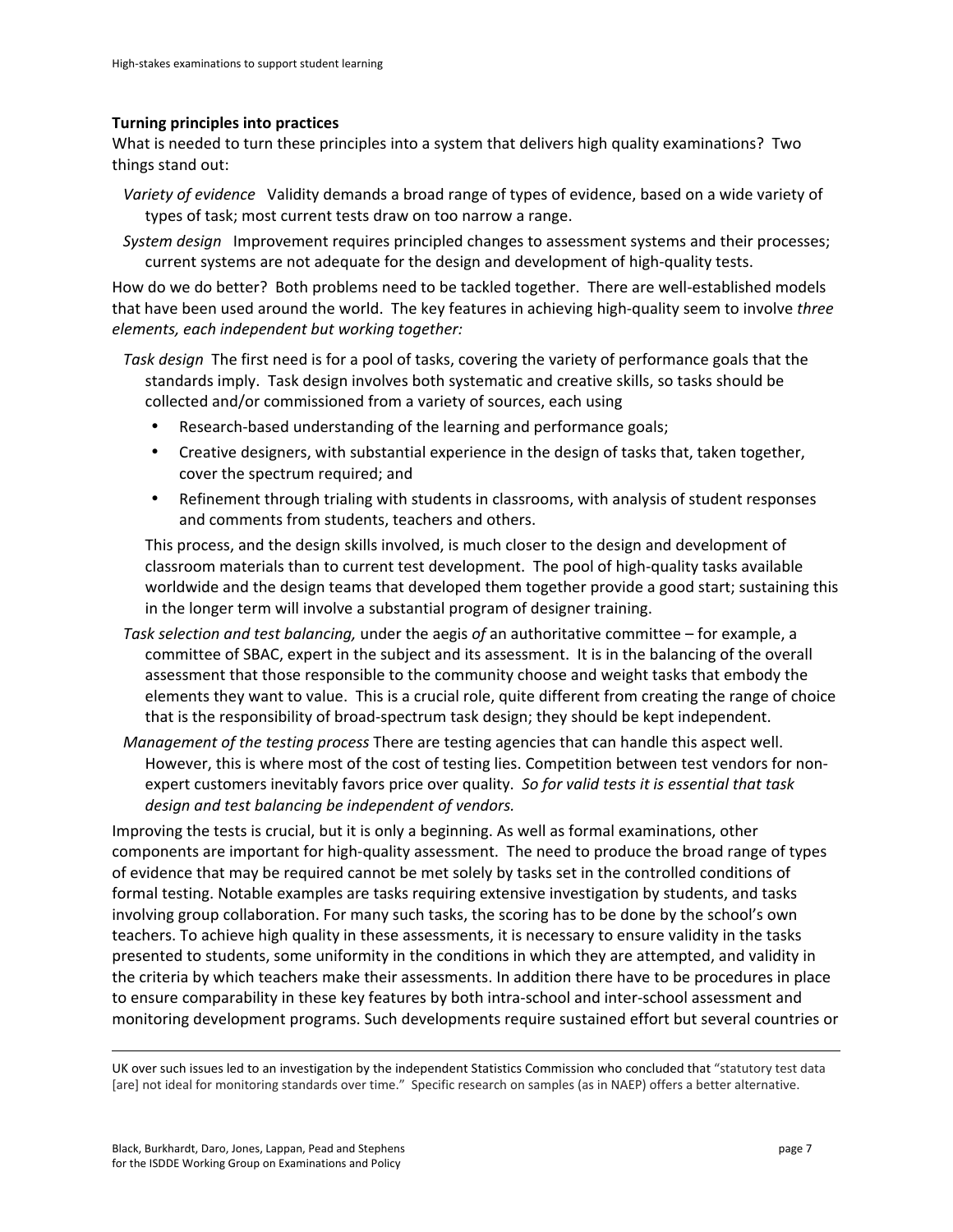**Turning principles into practices**

What is needed to turn these principles into a system that delivers high quality examinations? Two things stand out:

*Variety of evidence* Validity demands a broad range of types of evidence, based on a wide variety of types of task; most current tests draw on too narrow a range.

*System design* Improvement requires principled changes to assessment systems and their processes; current systems are not adequate for the design and development of high-quality tests.

How do we do better? Both problems need to be tackled together. There are well-established models that have been used around the world. The key features in achieving high-quality seem to involve *three elements, each independent but working together:*

*Task design* The first need is for a pool of tasks, covering the variety of performance goals that the standards imply. Task design involves both systematic and creative skills, so tasks should be collected and/or commissioned from a variety of sources, each using

- Research-based understanding of the learning and performance goals;
- Creative designers, with substantial experience in the design of tasks that, taken together, cover the spectrum required; and
- Refinement through trialing with students in classrooms, with analysis of student responses and comments from students, teachers and others.

This process, and the design skills involved, is much closer to the design and development of classroom materials than to current test development. The pool of high-quality tasks available worldwide and the design teams that developed them together provide a good start; sustaining this in the longer term will involve a substantial program of designer training.

*Task selection and test balancing,* under the aegis *of* an authoritative committee – for example, a committee of SBAC, expert in the subject and its assessment. It is in the balancing of the overall assessment that those responsible to the community choose and weight tasks that embody the elements they want to value. This is a crucial role, quite different from creating the range of choice that is the responsibility of broad-spectrum task design; they should be kept independent.

*Management of the testing process* There are testing agencies that can handle this aspect well. However, this is where most of the cost of testing lies. Competition between test vendors for non-expert customers inevitably favors price over quality. *So for valid tests it is essential that task design and test balancing be independent of vendors.*

Improving the tests is crucial, but it is only a beginning. As well as formal examinations, other components are important for high-quality assessment. The need to produce the broad range of types of evidence that may be required cannot be met solely by tasks set in the controlled conditions of formal testing. Notable examples are tasks requiring extensive investigation by students, and tasks involving group collaboration. For many such tasks, the scoring has to be done by the school's own teachers. To achieve high quality in these assessments, it is necessary to ensure validity in the tasks presented to students, some uniformity in the conditions in which they are attempted, and validity in the criteria by which teachers make their assessments. In addition there have to be procedures in place to ensure comparability in these key features by both intra-school and inter-school assessment and monitoring development programs. Such developments require sustained effort but several countries or

---

UK over such issues led to an investigation by the independent Statistics Commission who concluded that "statutory test data [are] not ideal for monitoring standards over time." Specific research on samples (as in NAEP) offers a better alternative.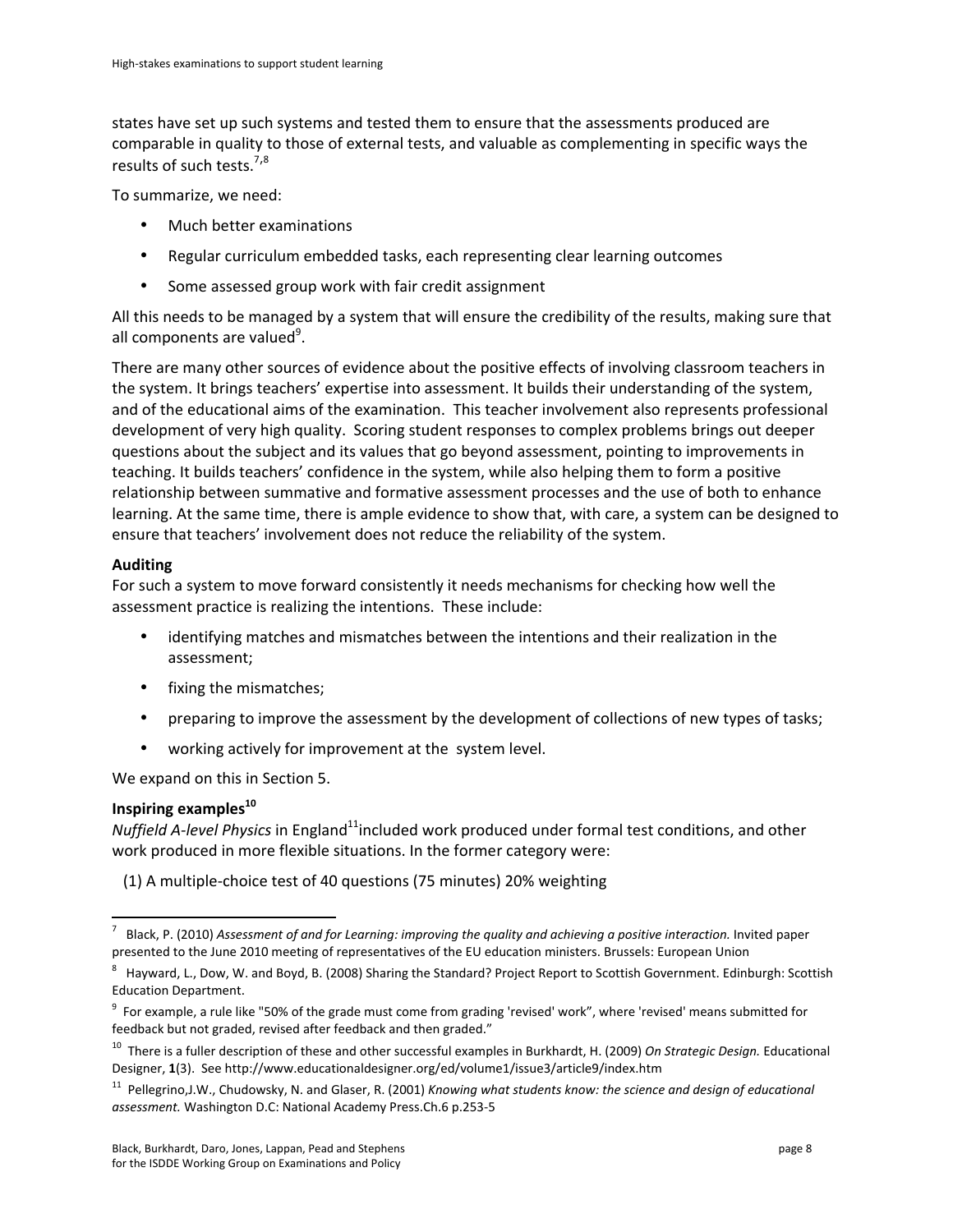states have set up such systems and tested them to ensure that the assessments produced are comparable in quality to those of external tests, and valuable as complementing in specific ways the results of such tests.[7,8]

To summarize, we need:

- Much better examinations
- Regular curriculum embedded tasks, each representing clear learning outcomes
- Some assessed group work with fair credit assignment

All this needs to be managed by a system that will ensure the credibility of the results, making sure that all components are valued[9].

There are many other sources of evidence about the positive effects of involving classroom teachers in the system. It brings teachers' expertise into assessment. It builds their understanding of the system, and of the educational aims of the examination. This teacher involvement also represents professional development of very high quality. Scoring student responses to complex problems brings out deeper questions about the subject and its values that go beyond assessment, pointing to improvements in teaching. It builds teachers' confidence in the system, while also helping them to form a positive relationship between summative and formative assessment processes and the use of both to enhance learning. At the same time, there is ample evidence to show that, with care, a system can be designed to ensure that teachers' involvement does not reduce the reliability of the system.

**Auditing**

For such a system to move forward consistently it needs mechanisms for checking how well the assessment practice is realizing the intentions. These include:

- identifying matches and mismatches between the intentions and their realization in the assessment;
- fixing the mismatches;
- preparing to improve the assessment by the development of collections of new types of tasks;
- working actively for improvement at the system level.

We expand on this in Section 5.

**Inspiring examples[10]**

*Nuffield A-level Physics* in England[11] included work produced under formal test conditions, and other work produced in more flexible situations. In the former category were:

(1) A multiple-choice test of 40 questions (75 minutes) 20% weighting

---

[7] Black, P. (2010) *Assessment of and for Learning: improving the quality and achieving a positive interaction.* Invited paper presented to the June 2010 meeting of representatives of the EU education ministers. Brussels: European Union

[8] Hayward, L., Dow, W. and Boyd, B. (2008) Sharing the Standard? Project Report to Scottish Government. Edinburgh: Scottish Education Department.

[9] For example, a rule like "50% of the grade must come from grading 'revised' work", where 'revised' means submitted for feedback but not graded, revised after feedback and then graded."

[10] There is a fuller description of these and other successful examples in Burkhardt, H. (2009) *On Strategic Design.* Educational Designer, **1**(3). See http://www.educationaldesigner.org/ed/volume1/issue3/article9/index.htm

[11] Pellegrino,J.W., Chudowsky, N. and Glaser, R. (2001) *Knowing what students know: the science and design of educational assessment.* Washington D.C: National Academy Press.Ch.6 p.253-5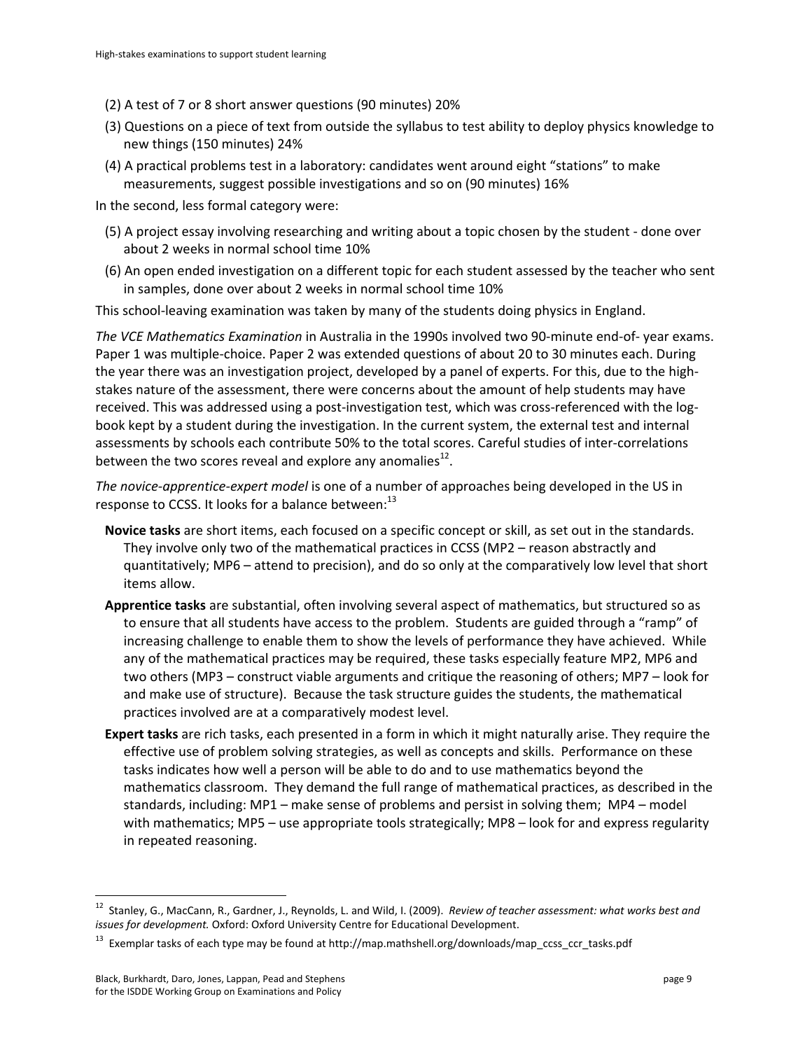(2) A test of 7 or 8 short answer questions (90 minutes) 20%

(3) Questions on a piece of text from outside the syllabus to test ability to deploy physics knowledge to new things (150 minutes) 24%

(4) A practical problems test in a laboratory: candidates went around eight "stations" to make measurements, suggest possible investigations and so on (90 minutes) 16%

In the second, less formal category were:

(5) A project essay involving researching and writing about a topic chosen by the student - done over about 2 weeks in normal school time 10%

(6) An open ended investigation on a different topic for each student assessed by the teacher who sent in samples, done over about 2 weeks in normal school time 10%

This school-leaving examination was taken by many of the students doing physics in England.

*The VCE Mathematics Examination* in Australia in the 1990s involved two 90-minute end-of- year exams. Paper 1 was multiple-choice. Paper 2 was extended questions of about 20 to 30 minutes each. During the year there was an investigation project, developed by a panel of experts. For this, due to the high-stakes nature of the assessment, there were concerns about the amount of help students may have received. This was addressed using a post-investigation test, which was cross-referenced with the log-book kept by a student during the investigation. In the current system, the external test and internal assessments by schools each contribute 50% to the total scores. Careful studies of inter-correlations between the two scores reveal and explore any anomalies[12].

*The novice-apprentice-expert model* is one of a number of approaches being developed in the US in response to CCSS. It looks for a balance between:[13]

**Novice tasks** are short items, each focused on a specific concept or skill, as set out in the standards. They involve only two of the mathematical practices in CCSS (MP2 – reason abstractly and quantitatively; MP6 – attend to precision), and do so only at the comparatively low level that short items allow.

**Apprentice tasks** are substantial, often involving several aspect of mathematics, but structured so as to ensure that all students have access to the problem. Students are guided through a "ramp" of increasing challenge to enable them to show the levels of performance they have achieved. While any of the mathematical practices may be required, these tasks especially feature MP2, MP6 and two others (MP3 – construct viable arguments and critique the reasoning of others; MP7 – look for and make use of structure). Because the task structure guides the students, the mathematical practices involved are at a comparatively modest level.

**Expert tasks** are rich tasks, each presented in a form in which it might naturally arise. They require the effective use of problem solving strategies, as well as concepts and skills. Performance on these tasks indicates how well a person will be able to do and to use mathematics beyond the mathematics classroom. They demand the full range of mathematical practices, as described in the standards, including: MP1 – make sense of problems and persist in solving them; MP4 – model with mathematics; MP5 – use appropriate tools strategically; MP8 – look for and express regularity in repeated reasoning.

---

[12] Stanley, G., MacCann, R., Gardner, J., Reynolds, L. and Wild, I. (2009). *Review of teacher assessment: what works best and issues for development.* Oxford: Oxford University Centre for Educational Development.

[13] Exemplar tasks of each type may be found at http://map.mathshell.org/downloads/map_ccss_ccr_tasks.pdf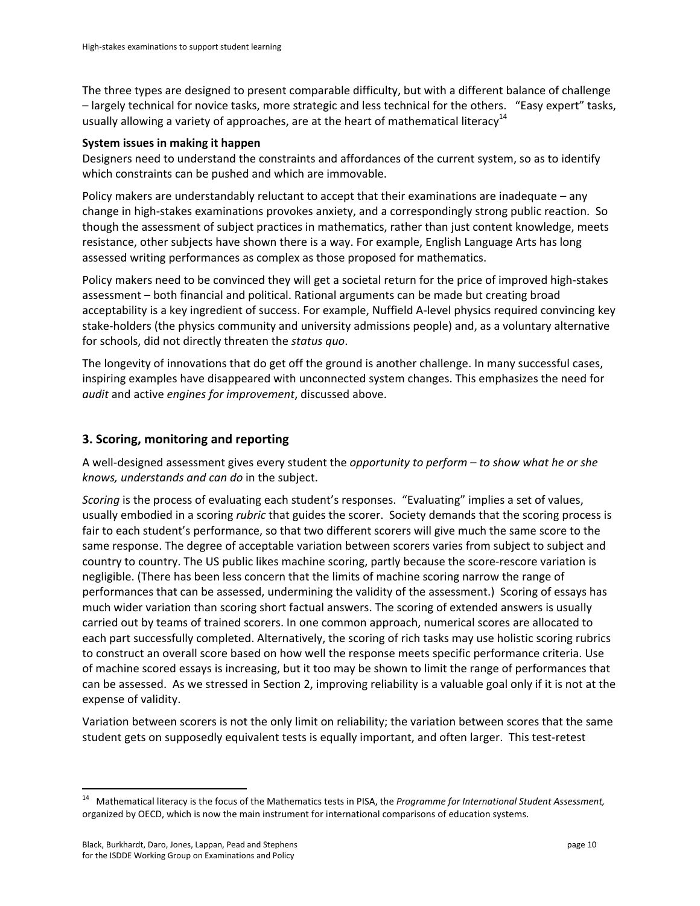The three types are designed to present comparable difficulty, but with a different balance of challenge – largely technical for novice tasks, more strategic and less technical for the others. "Easy expert" tasks, usually allowing a variety of approaches, are at the heart of mathematical literacy[14]

**System issues in making it happen**

Designers need to understand the constraints and affordances of the current system, so as to identify which constraints can be pushed and which are immovable.

Policy makers are understandably reluctant to accept that their examinations are inadequate – any change in high-stakes examinations provokes anxiety, and a correspondingly strong public reaction. So though the assessment of subject practices in mathematics, rather than just content knowledge, meets resistance, other subjects have shown there is a way. For example, English Language Arts has long assessed writing performances as complex as those proposed for mathematics.

Policy makers need to be convinced they will get a societal return for the price of improved high-stakes assessment – both financial and political. Rational arguments can be made but creating broad acceptability is a key ingredient of success. For example, Nuffield A-level physics required convincing key stake-holders (the physics community and university admissions people) and, as a voluntary alternative for schools, did not directly threaten the *status quo*.

The longevity of innovations that do get off the ground is another challenge. In many successful cases, inspiring examples have disappeared with unconnected system changes. This emphasizes the need for *audit* and active *engines for improvement*, discussed above.

## 3. Scoring, monitoring and reporting

A well-designed assessment gives every student the *opportunity to perform – to show what he or she knows, understands and can do* in the subject.

*Scoring* is the process of evaluating each student's responses. "Evaluating" implies a set of values, usually embodied in a scoring *rubric* that guides the scorer. Society demands that the scoring process is fair to each student's performance, so that two different scorers will give much the same score to the same response. The degree of acceptable variation between scorers varies from subject to subject and country to country. The US public likes machine scoring, partly because the score-rescore variation is negligible. (There has been less concern that the limits of machine scoring narrow the range of performances that can be assessed, undermining the validity of the assessment.) Scoring of essays has much wider variation than scoring short factual answers. The scoring of extended answers is usually carried out by teams of trained scorers. In one common approach, numerical scores are allocated to each part successfully completed. Alternatively, the scoring of rich tasks may use holistic scoring rubrics to construct an overall score based on how well the response meets specific performance criteria. Use of machine scored essays is increasing, but it too may be shown to limit the range of performances that can be assessed. As we stressed in Section 2, improving reliability is a valuable goal only if it is not at the expense of validity.

Variation between scorers is not the only limit on reliability; the variation between scores that the same student gets on supposedly equivalent tests is equally important, and often larger. This test-retest

[14] Mathematical literacy is the focus of the Mathematics tests in PISA, the *Programme for International Student Assessment,* organized by OECD, which is now the main instrument for international comparisons of education systems.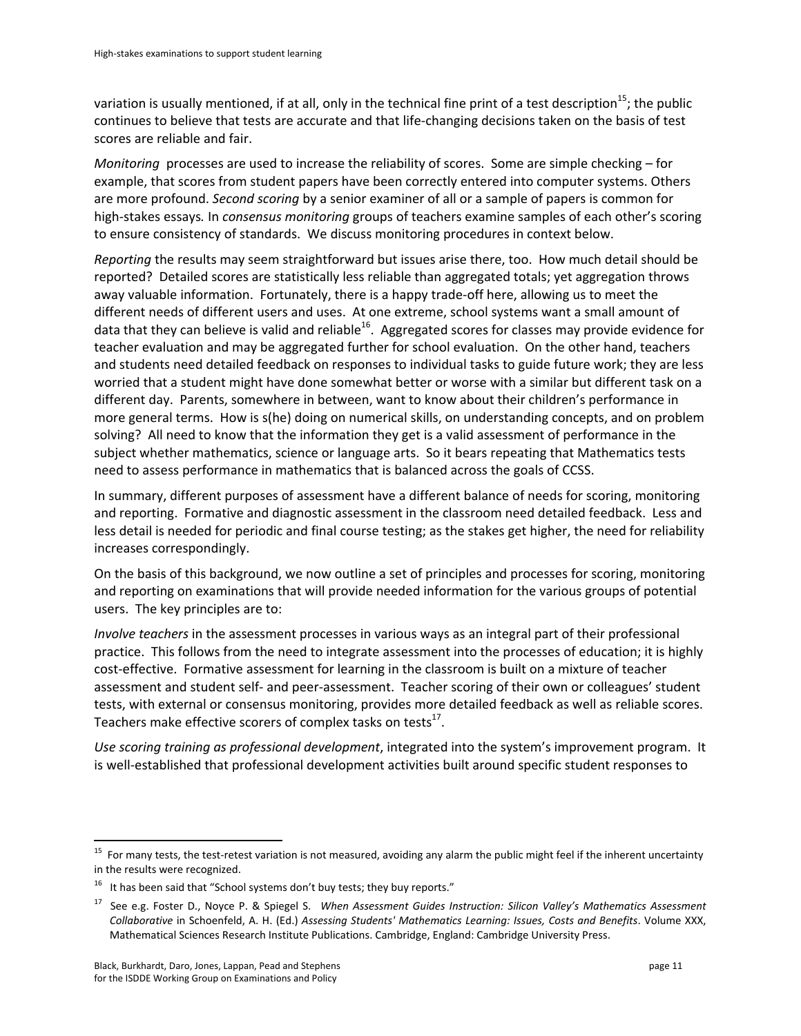variation is usually mentioned, if at all, only in the technical fine print of a test description[15]; the public continues to believe that tests are accurate and that life-changing decisions taken on the basis of test scores are reliable and fair.

*Monitoring* processes are used to increase the reliability of scores. Some are simple checking – for example, that scores from student papers have been correctly entered into computer systems. Others are more profound. *Second scoring* by a senior examiner of all or a sample of papers is common for high-stakes essays. In *consensus monitoring* groups of teachers examine samples of each other's scoring to ensure consistency of standards. We discuss monitoring procedures in context below.

*Reporting* the results may seem straightforward but issues arise there, too. How much detail should be reported? Detailed scores are statistically less reliable than aggregated totals; yet aggregation throws away valuable information. Fortunately, there is a happy trade-off here, allowing us to meet the different needs of different users and uses. At one extreme, school systems want a small amount of data that they can believe is valid and reliable[16]. Aggregated scores for classes may provide evidence for teacher evaluation and may be aggregated further for school evaluation. On the other hand, teachers and students need detailed feedback on responses to individual tasks to guide future work; they are less worried that a student might have done somewhat better or worse with a similar but different task on a different day. Parents, somewhere in between, want to know about their children's performance in more general terms. How is s(he) doing on numerical skills, on understanding concepts, and on problem solving? All need to know that the information they get is a valid assessment of performance in the subject whether mathematics, science or language arts. So it bears repeating that Mathematics tests need to assess performance in mathematics that is balanced across the goals of CCSS.

In summary, different purposes of assessment have a different balance of needs for scoring, monitoring and reporting. Formative and diagnostic assessment in the classroom need detailed feedback. Less and less detail is needed for periodic and final course testing; as the stakes get higher, the need for reliability increases correspondingly.

On the basis of this background, we now outline a set of principles and processes for scoring, monitoring and reporting on examinations that will provide needed information for the various groups of potential users. The key principles are to:

*Involve teachers* in the assessment processes in various ways as an integral part of their professional practice. This follows from the need to integrate assessment into the processes of education; it is highly cost-effective. Formative assessment for learning in the classroom is built on a mixture of teacher assessment and student self- and peer-assessment. Teacher scoring of their own or colleagues' student tests, with external or consensus monitoring, provides more detailed feedback as well as reliable scores. Teachers make effective scorers of complex tasks on tests[17].

*Use scoring training as professional development*, integrated into the system's improvement program. It is well-established that professional development activities built around specific student responses to

---

[15] For many tests, the test-retest variation is not measured, avoiding any alarm the public might feel if the inherent uncertainty in the results were recognized.

[16] It has been said that "School systems don't buy tests; they buy reports."

[17] See e.g. Foster D., Noyce P. & Spiegel S. *When Assessment Guides Instruction: Silicon Valley's Mathematics Assessment Collaborative* in Schoenfeld, A. H. (Ed.) *Assessing Students' Mathematics Learning: Issues, Costs and Benefits*. Volume XXX, Mathematical Sciences Research Institute Publications. Cambridge, England: Cambridge University Press.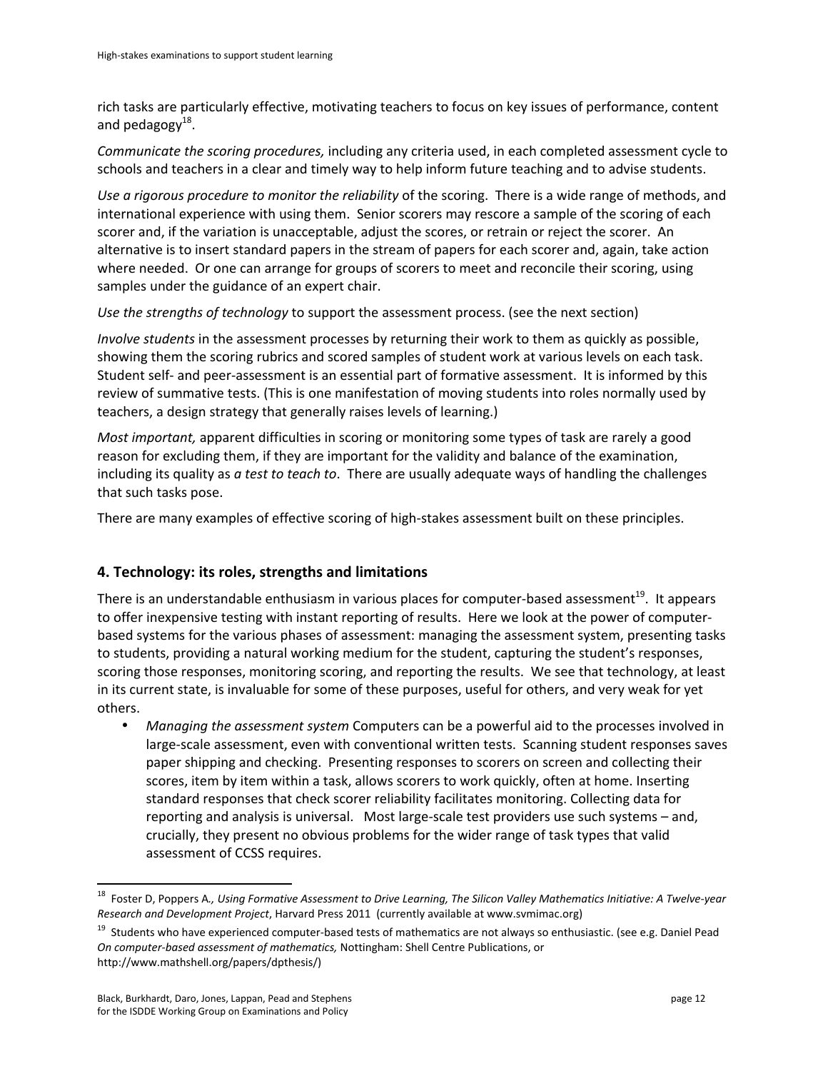rich tasks are particularly effective, motivating teachers to focus on key issues of performance, content and pedagogy[18].

*Communicate the scoring procedures,* including any criteria used, in each completed assessment cycle to schools and teachers in a clear and timely way to help inform future teaching and to advise students.

*Use a rigorous procedure to monitor the reliability* of the scoring. There is a wide range of methods, and international experience with using them. Senior scorers may rescore a sample of the scoring of each scorer and, if the variation is unacceptable, adjust the scores, or retrain or reject the scorer. An alternative is to insert standard papers in the stream of papers for each scorer and, again, take action where needed. Or one can arrange for groups of scorers to meet and reconcile their scoring, using samples under the guidance of an expert chair.

*Use the strengths of technology* to support the assessment process. (see the next section)

*Involve students* in the assessment processes by returning their work to them as quickly as possible, showing them the scoring rubrics and scored samples of student work at various levels on each task. Student self- and peer-assessment is an essential part of formative assessment. It is informed by this review of summative tests. (This is one manifestation of moving students into roles normally used by teachers, a design strategy that generally raises levels of learning.)

*Most important,* apparent difficulties in scoring or monitoring some types of task are rarely a good reason for excluding them, if they are important for the validity and balance of the examination, including its quality as *a test to teach to*. There are usually adequate ways of handling the challenges that such tasks pose.

There are many examples of effective scoring of high-stakes assessment built on these principles.

## 4. Technology: its roles, strengths and limitations

There is an understandable enthusiasm in various places for computer-based assessment[19]. It appears to offer inexpensive testing with instant reporting of results. Here we look at the power of computer-based systems for the various phases of assessment: managing the assessment system, presenting tasks to students, providing a natural working medium for the student, capturing the student's responses, scoring those responses, monitoring scoring, and reporting the results. We see that technology, at least in its current state, is invaluable for some of these purposes, useful for others, and very weak for yet others.

- *Managing the assessment system* Computers can be a powerful aid to the processes involved in large-scale assessment, even with conventional written tests. Scanning student responses saves paper shipping and checking. Presenting responses to scorers on screen and collecting their scores, item by item within a task, allows scorers to work quickly, often at home. Inserting standard responses that check scorer reliability facilitates monitoring. Collecting data for reporting and analysis is universal. Most large-scale test providers use such systems – and, crucially, they present no obvious problems for the wider range of task types that valid assessment of CCSS requires.

---

[18] Foster D, Poppers A., *Using Formative Assessment to Drive Learning, The Silicon Valley Mathematics Initiative: A Twelve-year Research and Development Project*, Harvard Press 2011 (currently available at www.svmimac.org)

[19] Students who have experienced computer-based tests of mathematics are not always so enthusiastic. (see e.g. Daniel Pead *On computer-based assessment of mathematics,* Nottingham: Shell Centre Publications, or http://www.mathshell.org/papers/dpthesis/)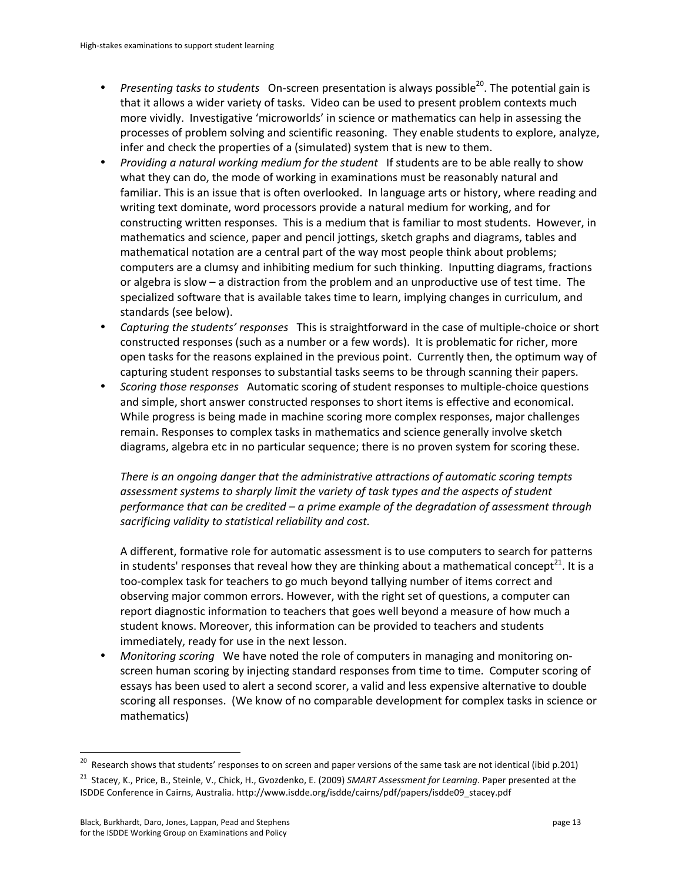- *Presenting tasks to students*   On-screen presentation is always possible[20]. The potential gain is that it allows a wider variety of tasks. Video can be used to present problem contexts much more vividly. Investigative 'microworlds' in science or mathematics can help in assessing the processes of problem solving and scientific reasoning. They enable students to explore, analyze, infer and check the properties of a (simulated) system that is new to them.
- *Providing a natural working medium for the student*   If students are to be able really to show what they can do, the mode of working in examinations must be reasonably natural and familiar. This is an issue that is often overlooked. In language arts or history, where reading and writing text dominate, word processors provide a natural medium for working, and for constructing written responses. This is a medium that is familiar to most students. However, in mathematics and science, paper and pencil jottings, sketch graphs and diagrams, tables and mathematical notation are a central part of the way most people think about problems; computers are a clumsy and inhibiting medium for such thinking. Inputting diagrams, fractions or algebra is slow – a distraction from the problem and an unproductive use of test time. The specialized software that is available takes time to learn, implying changes in curriculum, and standards (see below).
- *Capturing the students' responses*   This is straightforward in the case of multiple-choice or short constructed responses (such as a number or a few words). It is problematic for richer, more open tasks for the reasons explained in the previous point. Currently then, the optimum way of capturing student responses to substantial tasks seems to be through scanning their papers.
- *Scoring those responses*   Automatic scoring of student responses to multiple-choice questions and simple, short answer constructed responses to short items is effective and economical. While progress is being made in machine scoring more complex responses, major challenges remain. Responses to complex tasks in mathematics and science generally involve sketch diagrams, algebra etc in no particular sequence; there is no proven system for scoring these.

  *There is an ongoing danger that the administrative attractions of automatic scoring tempts assessment systems to sharply limit the variety of task types and the aspects of student performance that can be credited – a prime example of the degradation of assessment through sacrificing validity to statistical reliability and cost.*

  A different, formative role for automatic assessment is to use computers to search for patterns in students' responses that reveal how they are thinking about a mathematical concept[21]. It is a too-complex task for teachers to go much beyond tallying number of items correct and observing major common errors. However, with the right set of questions, a computer can report diagnostic information to teachers that goes well beyond a measure of how much a student knows. Moreover, this information can be provided to teachers and students immediately, ready for use in the next lesson.
- *Monitoring scoring*   We have noted the role of computers in managing and monitoring on-screen human scoring by injecting standard responses from time to time. Computer scoring of essays has been used to alert a second scorer, a valid and less expensive alternative to double scoring all responses. (We know of no comparable development for complex tasks in science or mathematics)

---

[20] Research shows that students' responses to on screen and paper versions of the same task are not identical (ibid p.201)

[21] Stacey, K., Price, B., Steinle, V., Chick, H., Gvozdenko, E. (2009) *SMART Assessment for Learning*. Paper presented at the ISDDE Conference in Cairns, Australia. http://www.isdde.org/isdde/cairns/pdf/papers/isdde09_stacey.pdf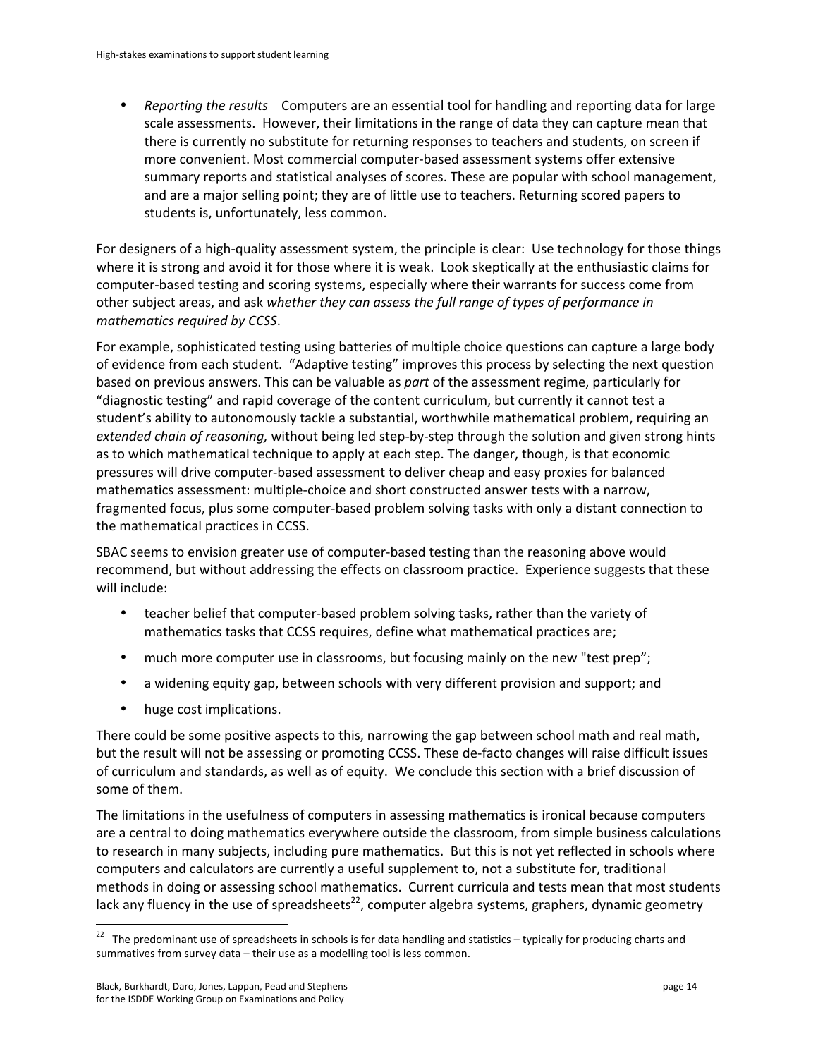- *Reporting the results* Computers are an essential tool for handling and reporting data for large scale assessments. However, their limitations in the range of data they can capture mean that there is currently no substitute for returning responses to teachers and students, on screen if more convenient. Most commercial computer-based assessment systems offer extensive summary reports and statistical analyses of scores. These are popular with school management, and are a major selling point; they are of little use to teachers. Returning scored papers to students is, unfortunately, less common.

For designers of a high-quality assessment system, the principle is clear: Use technology for those things where it is strong and avoid it for those where it is weak. Look skeptically at the enthusiastic claims for computer-based testing and scoring systems, especially where their warrants for success come from other subject areas, and ask *whether they can assess the full range of types of performance in mathematics required by CCSS*.

For example, sophisticated testing using batteries of multiple choice questions can capture a large body of evidence from each student. "Adaptive testing" improves this process by selecting the next question based on previous answers. This can be valuable as *part* of the assessment regime, particularly for "diagnostic testing" and rapid coverage of the content curriculum, but currently it cannot test a student's ability to autonomously tackle a substantial, worthwhile mathematical problem, requiring an *extended chain of reasoning,* without being led step-by-step through the solution and given strong hints as to which mathematical technique to apply at each step. The danger, though, is that economic pressures will drive computer-based assessment to deliver cheap and easy proxies for balanced mathematics assessment: multiple-choice and short constructed answer tests with a narrow, fragmented focus, plus some computer-based problem solving tasks with only a distant connection to the mathematical practices in CCSS.

SBAC seems to envision greater use of computer-based testing than the reasoning above would recommend, but without addressing the effects on classroom practice. Experience suggests that these will include:

- teacher belief that computer-based problem solving tasks, rather than the variety of mathematics tasks that CCSS requires, define what mathematical practices are;
- much more computer use in classrooms, but focusing mainly on the new "test prep";
- a widening equity gap, between schools with very different provision and support; and
- huge cost implications.

There could be some positive aspects to this, narrowing the gap between school math and real math, but the result will not be assessing or promoting CCSS. These de-facto changes will raise difficult issues of curriculum and standards, as well as of equity. We conclude this section with a brief discussion of some of them.

The limitations in the usefulness of computers in assessing mathematics is ironical because computers are a central to doing mathematics everywhere outside the classroom, from simple business calculations to research in many subjects, including pure mathematics. But this is not yet reflected in schools where computers and calculators are currently a useful supplement to, not a substitute for, traditional methods in doing or assessing school mathematics. Current curricula and tests mean that most students lack any fluency in the use of spreadsheets[22], computer algebra systems, graphers, dynamic geometry

[22] The predominant use of spreadsheets in schools is for data handling and statistics – typically for producing charts and summatives from survey data – their use as a modelling tool is less common.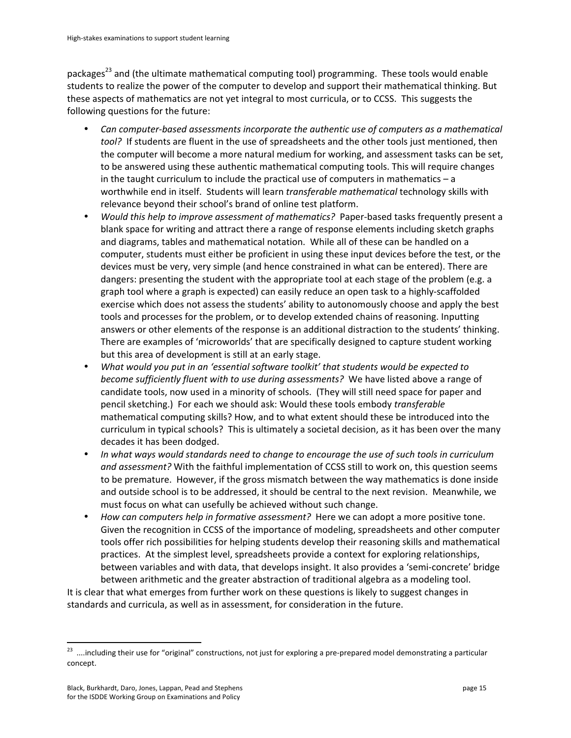packages[23] and (the ultimate mathematical computing tool) programming. These tools would enable students to realize the power of the computer to develop and support their mathematical thinking. But these aspects of mathematics are not yet integral to most curricula, or to CCSS. This suggests the following questions for the future:

- *Can computer-based assessments incorporate the authentic use of computers as a mathematical tool?* If students are fluent in the use of spreadsheets and the other tools just mentioned, then the computer will become a more natural medium for working, and assessment tasks can be set, to be answered using these authentic mathematical computing tools. This will require changes in the taught curriculum to include the practical use of computers in mathematics – a worthwhile end in itself. Students will learn *transferable mathematical* technology skills with relevance beyond their school's brand of online test platform.
- *Would this help to improve assessment of mathematics?* Paper-based tasks frequently present a blank space for writing and attract there a range of response elements including sketch graphs and diagrams, tables and mathematical notation. While all of these can be handled on a computer, students must either be proficient in using these input devices before the test, or the devices must be very, very simple (and hence constrained in what can be entered). There are dangers: presenting the student with the appropriate tool at each stage of the problem (e.g. a graph tool where a graph is expected) can easily reduce an open task to a highly-scaffolded exercise which does not assess the students' ability to autonomously choose and apply the best tools and processes for the problem, or to develop extended chains of reasoning. Inputting answers or other elements of the response is an additional distraction to the students' thinking. There are examples of 'microworlds' that are specifically designed to capture student working but this area of development is still at an early stage.
- *What would you put in an 'essential software toolkit' that students would be expected to become sufficiently fluent with to use during assessments?* We have listed above a range of candidate tools, now used in a minority of schools. (They will still need space for paper and pencil sketching.) For each we should ask: Would these tools embody *transferable* mathematical computing skills? How, and to what extent should these be introduced into the curriculum in typical schools? This is ultimately a societal decision, as it has been over the many decades it has been dodged.
- *In what ways would standards need to change to encourage the use of such tools in curriculum and assessment?* With the faithful implementation of CCSS still to work on, this question seems to be premature. However, if the gross mismatch between the way mathematics is done inside and outside school is to be addressed, it should be central to the next revision. Meanwhile, we must focus on what can usefully be achieved without such change.
- *How can computers help in formative assessment?* Here we can adopt a more positive tone. Given the recognition in CCSS of the importance of modeling, spreadsheets and other computer tools offer rich possibilities for helping students develop their reasoning skills and mathematical practices. At the simplest level, spreadsheets provide a context for exploring relationships, between variables and with data, that develops insight. It also provides a 'semi-concrete' bridge between arithmetic and the greater abstraction of traditional algebra as a modeling tool.

It is clear that what emerges from further work on these questions is likely to suggest changes in standards and curricula, as well as in assessment, for consideration in the future.

[23] ....including their use for "original" constructions, not just for exploring a pre-prepared model demonstrating a particular concept.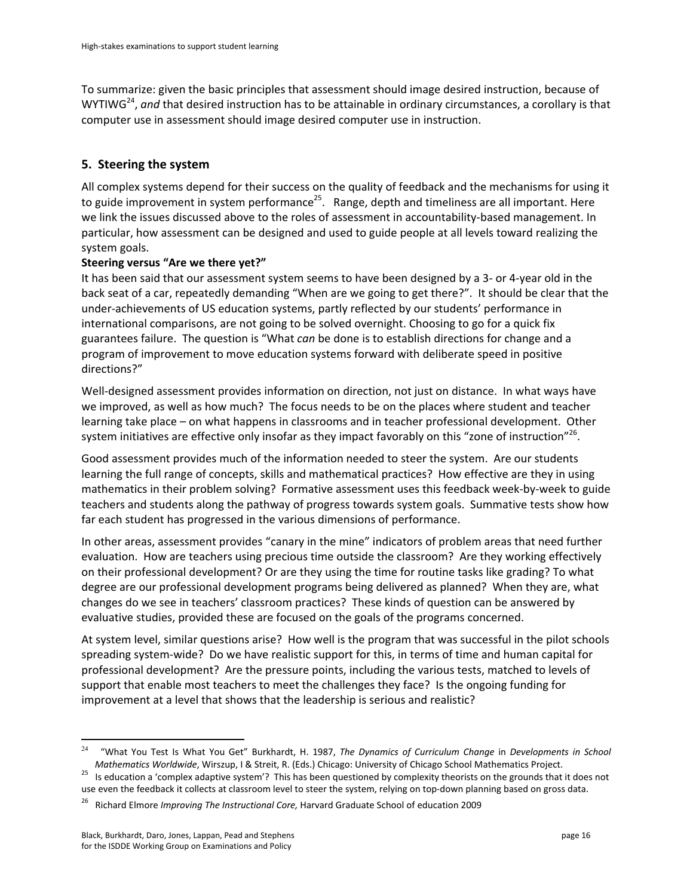To summarize: given the basic principles that assessment should image desired instruction, because of WYTIWG[24], *and* that desired instruction has to be attainable in ordinary circumstances, a corollary is that computer use in assessment should image desired computer use in instruction.

## 5. Steering the system

All complex systems depend for their success on the quality of feedback and the mechanisms for using it to guide improvement in system performance[25]. Range, depth and timeliness are all important. Here we link the issues discussed above to the roles of assessment in accountability-based management. In particular, how assessment can be designed and used to guide people at all levels toward realizing the system goals.

**Steering versus "Are we there yet?"**

It has been said that our assessment system seems to have been designed by a 3- or 4-year old in the back seat of a car, repeatedly demanding "When are we going to get there?". It should be clear that the under-achievements of US education systems, partly reflected by our students' performance in international comparisons, are not going to be solved overnight. Choosing to go for a quick fix guarantees failure. The question is "What *can* be done is to establish directions for change and a program of improvement to move education systems forward with deliberate speed in positive directions?"

Well-designed assessment provides information on direction, not just on distance. In what ways have we improved, as well as how much? The focus needs to be on the places where student and teacher learning take place – on what happens in classrooms and in teacher professional development. Other system initiatives are effective only insofar as they impact favorably on this "zone of instruction"[26].

Good assessment provides much of the information needed to steer the system. Are our students learning the full range of concepts, skills and mathematical practices? How effective are they in using mathematics in their problem solving? Formative assessment uses this feedback week-by-week to guide teachers and students along the pathway of progress towards system goals. Summative tests show how far each student has progressed in the various dimensions of performance.

In other areas, assessment provides "canary in the mine" indicators of problem areas that need further evaluation. How are teachers using precious time outside the classroom? Are they working effectively on their professional development? Or are they using the time for routine tasks like grading? To what degree are our professional development programs being delivered as planned? When they are, what changes do we see in teachers' classroom practices? These kinds of question can be answered by evaluative studies, provided these are focused on the goals of the programs concerned.

At system level, similar questions arise? How well is the program that was successful in the pilot schools spreading system-wide? Do we have realistic support for this, in terms of time and human capital for professional development? Are the pressure points, including the various tests, matched to levels of support that enable most teachers to meet the challenges they face? Is the ongoing funding for improvement at a level that shows that the leadership is serious and realistic?

---

[24] "What You Test Is What You Get" Burkhardt, H. 1987, *The Dynamics of Curriculum Change* in *Developments in School Mathematics Worldwide*, Wirszup, I & Streit, R. (Eds.) Chicago: University of Chicago School Mathematics Project.

[25] Is education a 'complex adaptive system'? This has been questioned by complexity theorists on the grounds that it does not use even the feedback it collects at classroom level to steer the system, relying on top-down planning based on gross data.

[26] Richard Elmore *Improving The Instructional Core,* Harvard Graduate School of education 2009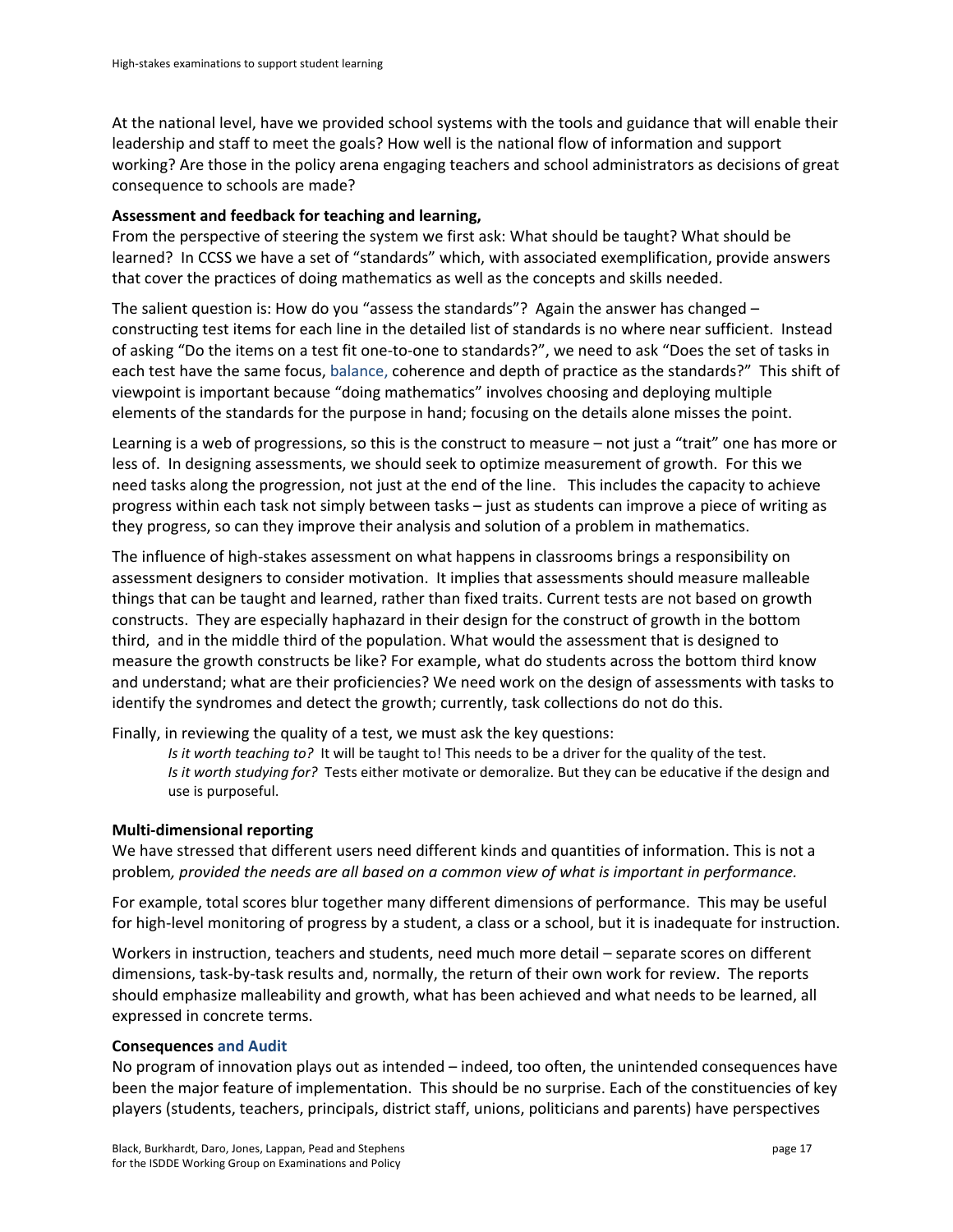At the national level, have we provided school systems with the tools and guidance that will enable their leadership and staff to meet the goals? How well is the national flow of information and support working? Are those in the policy arena engaging teachers and school administrators as decisions of great consequence to schools are made?

**Assessment and feedback for teaching and learning,**

From the perspective of steering the system we first ask: What should be taught? What should be learned? In CCSS we have a set of "standards" which, with associated exemplification, provide answers that cover the practices of doing mathematics as well as the concepts and skills needed.

The salient question is: How do you "assess the standards"? Again the answer has changed – constructing test items for each line in the detailed list of standards is no where near sufficient. Instead of asking "Do the items on a test fit one-to-one to standards?", we need to ask "Does the set of tasks in each test have the same focus, balance, coherence and depth of practice as the standards?" This shift of viewpoint is important because "doing mathematics" involves choosing and deploying multiple elements of the standards for the purpose in hand; focusing on the details alone misses the point.

Learning is a web of progressions, so this is the construct to measure – not just a "trait" one has more or less of. In designing assessments, we should seek to optimize measurement of growth. For this we need tasks along the progression, not just at the end of the line. This includes the capacity to achieve progress within each task not simply between tasks – just as students can improve a piece of writing as they progress, so can they improve their analysis and solution of a problem in mathematics.

The influence of high-stakes assessment on what happens in classrooms brings a responsibility on assessment designers to consider motivation. It implies that assessments should measure malleable things that can be taught and learned, rather than fixed traits. Current tests are not based on growth constructs. They are especially haphazard in their design for the construct of growth in the bottom third, and in the middle third of the population. What would the assessment that is designed to measure the growth constructs be like? For example, what do students across the bottom third know and understand; what are their proficiencies? We need work on the design of assessments with tasks to identify the syndromes and detect the growth; currently, task collections do not do this.

Finally, in reviewing the quality of a test, we must ask the key questions:

> *Is it worth teaching to?* It will be taught to! This needs to be a driver for the quality of the test.
> *Is it worth studying for?* Tests either motivate or demoralize. But they can be educative if the design and use is purposeful.

**Multi-dimensional reporting**

We have stressed that different users need different kinds and quantities of information. This is not a problem*, provided the needs are all based on a common view of what is important in performance.*

For example, total scores blur together many different dimensions of performance. This may be useful for high-level monitoring of progress by a student, a class or a school, but it is inadequate for instruction.

Workers in instruction, teachers and students, need much more detail – separate scores on different dimensions, task-by-task results and, normally, the return of their own work for review. The reports should emphasize malleability and growth, what has been achieved and what needs to be learned, all expressed in concrete terms.

**Consequences and Audit**

No program of innovation plays out as intended – indeed, too often, the unintended consequences have been the major feature of implementation. This should be no surprise. Each of the constituencies of key players (students, teachers, principals, district staff, unions, politicians and parents) have perspectives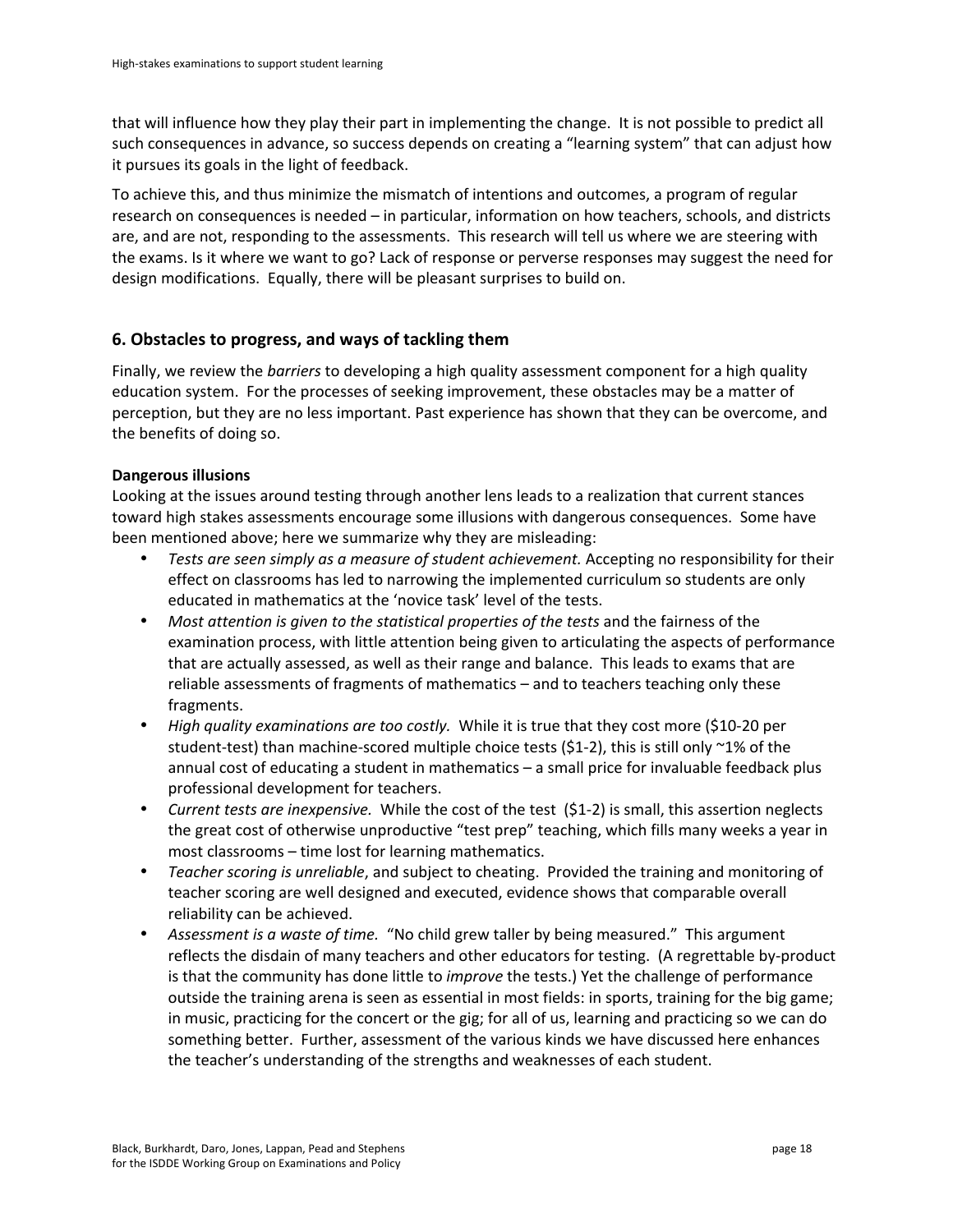that will influence how they play their part in implementing the change. It is not possible to predict all such consequences in advance, so success depends on creating a "learning system" that can adjust how it pursues its goals in the light of feedback.

To achieve this, and thus minimize the mismatch of intentions and outcomes, a program of regular research on consequences is needed – in particular, information on how teachers, schools, and districts are, and are not, responding to the assessments. This research will tell us where we are steering with the exams. Is it where we want to go? Lack of response or perverse responses may suggest the need for design modifications. Equally, there will be pleasant surprises to build on.

## 6. Obstacles to progress, and ways of tackling them

Finally, we review the *barriers* to developing a high quality assessment component for a high quality education system. For the processes of seeking improvement, these obstacles may be a matter of perception, but they are no less important. Past experience has shown that they can be overcome, and the benefits of doing so.

**Dangerous illusions**

Looking at the issues around testing through another lens leads to a realization that current stances toward high stakes assessments encourage some illusions with dangerous consequences. Some have been mentioned above; here we summarize why they are misleading:

- *Tests are seen simply as a measure of student achievement.* Accepting no responsibility for their effect on classrooms has led to narrowing the implemented curriculum so students are only educated in mathematics at the 'novice task' level of the tests.
- *Most attention is given to the statistical properties of the tests* and the fairness of the examination process, with little attention being given to articulating the aspects of performance that are actually assessed, as well as their range and balance. This leads to exams that are reliable assessments of fragments of mathematics – and to teachers teaching only these fragments.
- *High quality examinations are too costly.* While it is true that they cost more ($10-20 per student-test) than machine-scored multiple choice tests ($1-2), this is still only ~1% of the annual cost of educating a student in mathematics – a small price for invaluable feedback plus professional development for teachers.
- *Current tests are inexpensive.* While the cost of the test ($1-2) is small, this assertion neglects the great cost of otherwise unproductive "test prep" teaching, which fills many weeks a year in most classrooms – time lost for learning mathematics.
- *Teacher scoring is unreliable*, and subject to cheating. Provided the training and monitoring of teacher scoring are well designed and executed, evidence shows that comparable overall reliability can be achieved.
- *Assessment is a waste of time.* "No child grew taller by being measured." This argument reflects the disdain of many teachers and other educators for testing. (A regrettable by-product is that the community has done little to *improve* the tests.) Yet the challenge of performance outside the training arena is seen as essential in most fields: in sports, training for the big game; in music, practicing for the concert or the gig; for all of us, learning and practicing so we can do something better. Further, assessment of the various kinds we have discussed here enhances the teacher's understanding of the strengths and weaknesses of each student.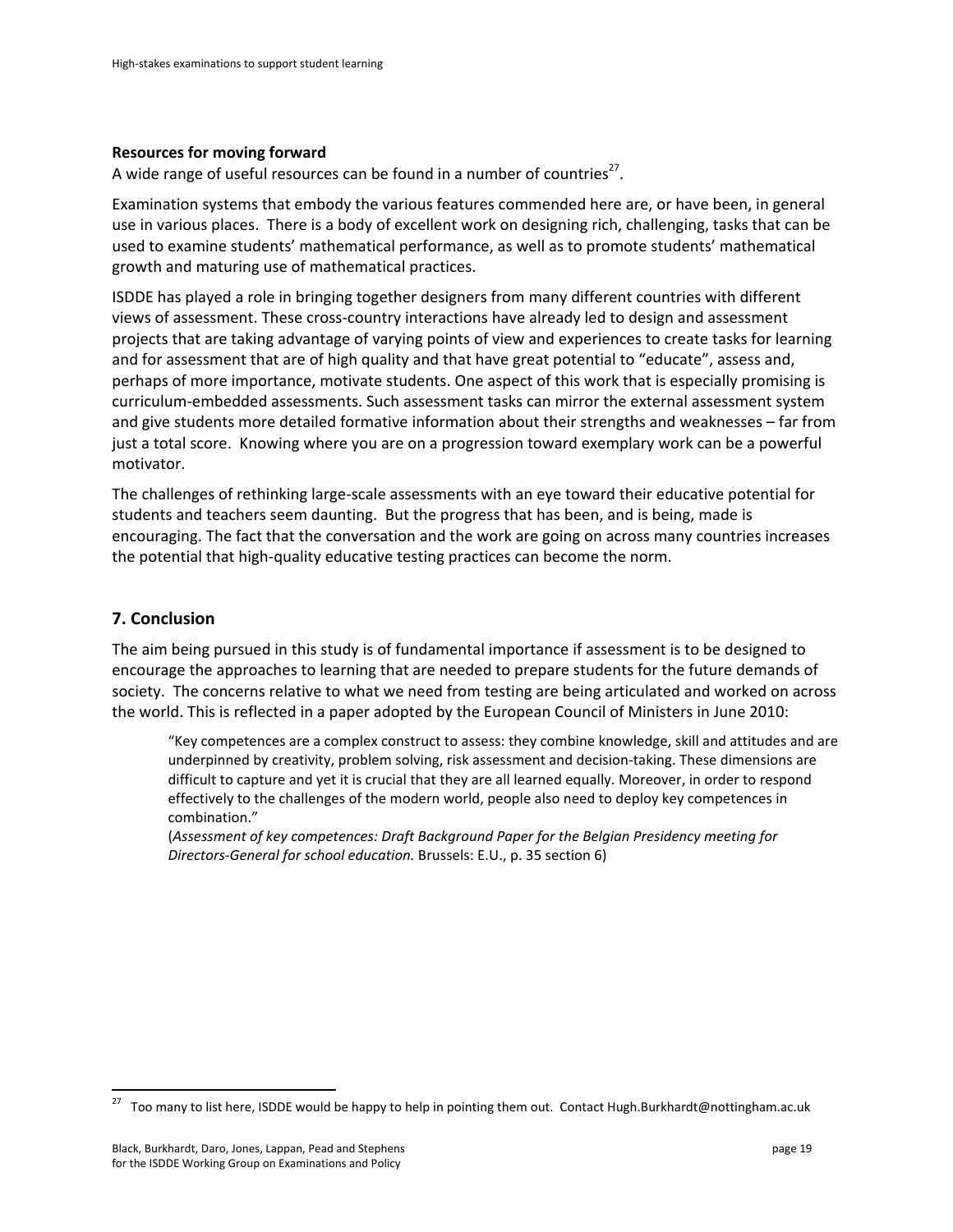**Resources for moving forward**

A wide range of useful resources can be found in a number of countries[27].

Examination systems that embody the various features commended here are, or have been, in general use in various places. There is a body of excellent work on designing rich, challenging, tasks that can be used to examine students' mathematical performance, as well as to promote students' mathematical growth and maturing use of mathematical practices.

ISDDE has played a role in bringing together designers from many different countries with different views of assessment. These cross-country interactions have already led to design and assessment projects that are taking advantage of varying points of view and experiences to create tasks for learning and for assessment that are of high quality and that have great potential to "educate", assess and, perhaps of more importance, motivate students. One aspect of this work that is especially promising is curriculum-embedded assessments. Such assessment tasks can mirror the external assessment system and give students more detailed formative information about their strengths and weaknesses – far from just a total score. Knowing where you are on a progression toward exemplary work can be a powerful motivator.

The challenges of rethinking large-scale assessments with an eye toward their educative potential for students and teachers seem daunting. But the progress that has been, and is being, made is encouraging. The fact that the conversation and the work are going on across many countries increases the potential that high-quality educative testing practices can become the norm.

## 7. Conclusion

The aim being pursued in this study is of fundamental importance if assessment is to be designed to encourage the approaches to learning that are needed to prepare students for the future demands of society. The concerns relative to what we need from testing are being articulated and worked on across the world. This is reflected in a paper adopted by the European Council of Ministers in June 2010:

> "Key competences are a complex construct to assess: they combine knowledge, skill and attitudes and are underpinned by creativity, problem solving, risk assessment and decision-taking. These dimensions are difficult to capture and yet it is crucial that they are all learned equally. Moreover, in order to respond effectively to the challenges of the modern world, people also need to deploy key competences in combination."
>
> (*Assessment of key competences: Draft Background Paper for the Belgian Presidency meeting for Directors-General for school education.* Brussels: E.U., p. 35 section 6)

---

[27] Too many to list here, ISDDE would be happy to help in pointing them out. Contact Hugh.Burkhardt@nottingham.ac.uk